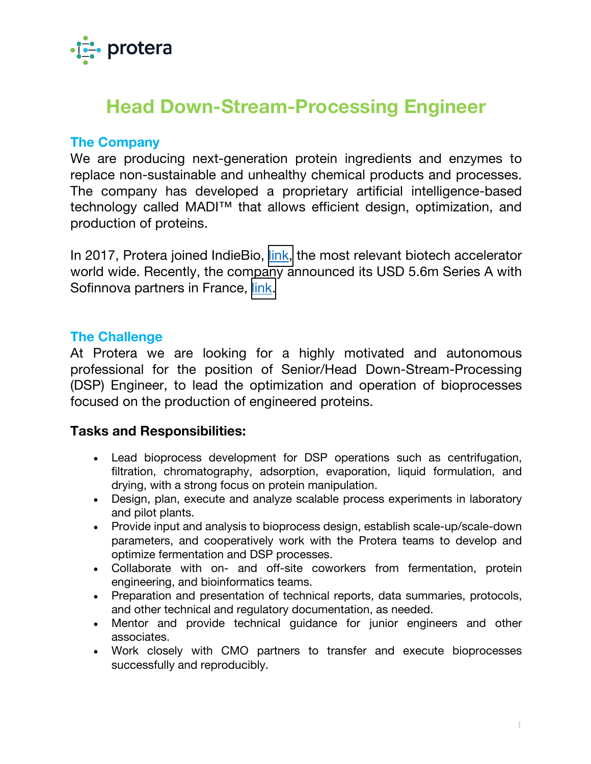protera

# Head Down-Stream-Processing Engineer

## The Company

We are producing next-generation protein ingredients and enzymes to replace non-sustainable and unhealthy chemical products and processes. The company has developed a proprietary artificial intelligence-based technology called MADI™ that allows efficient design, optimization, and production of proteins.

In 2017, Protera joined IndieBio, link, the most relevant biotech accelerator world wide. Recently, the company announced its USD 5.6m Series A with Sofinnova partners in France, link.

## The Challenge

At Protera we are looking for a highly motivated and autonomous professional for the position of Senior/Head Down-Stream-Processing (DSP) Engineer, to lead the optimization and operation of bioprocesses focused on the production of engineered proteins.

### Tasks and Responsibilities:

- Lead bioprocess development for DSP operations such as centrifugation, filtration, chromatography, adsorption, evaporation, liquid formulation, and drying, with a strong focus on protein manipulation.
- Design, plan, execute and analyze scalable process experiments in laboratory and pilot plants.
- Provide input and analysis to bioprocess design, establish scale-up/scale-down parameters, and cooperatively work with the Protera teams to develop and optimize fermentation and DSP processes.
- Collaborate with on- and off-site coworkers from fermentation, protein engineering, and bioinformatics teams.
- Preparation and presentation of technical reports, data summaries, protocols, and other technical and regulatory documentation, as needed.
- Mentor and provide technical guidance for junior engineers and other associates.
- Work closely with CMO partners to transfer and execute bioprocesses successfully and reproducibly.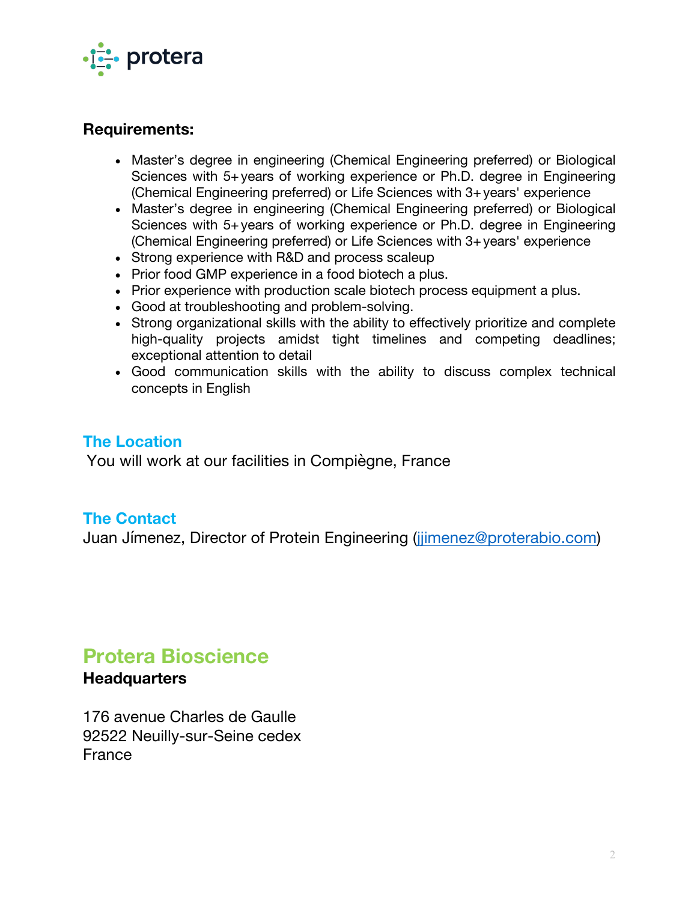protera

**Requirements:**

- Master's degree in engineering (Chemical Engineering preferred) or Biological Sciences with 5+years of working experience or Ph.D. degree in Engineering (Chemical Engineering preferred) or Life Sciences with 3+years' experience
- Master's degree in engineering (Chemical Engineering preferred) or Biological Sciences with 5+years of working experience or Ph.D. degree in Engineering (Chemical Engineering preferred) or Life Sciences with 3+years' experience
- Strong experience with R&D and process scaleup
- Prior food GMP experience in a food biotech a plus.
- Prior experience with production scale biotech process equipment a plus.
- Good at troubleshooting and problem-solving.
- Strong organizational skills with the ability to effectively prioritize and complete high-quality projects amidst tight timelines and competing deadlines; exceptional attention to detail
- Good communication skills with the ability to discuss complex technical concepts in English

## The Location

You will work at our facilities in Compiègne, France

## The Contact

Juan Jímenez, Director of Protein Engineering (jjimenez@proterabio.com)

# Protera Bioscience

**Headquarters**

176 avenue Charles de Gaulle
92522 Neuilly-sur-Seine cedex
France